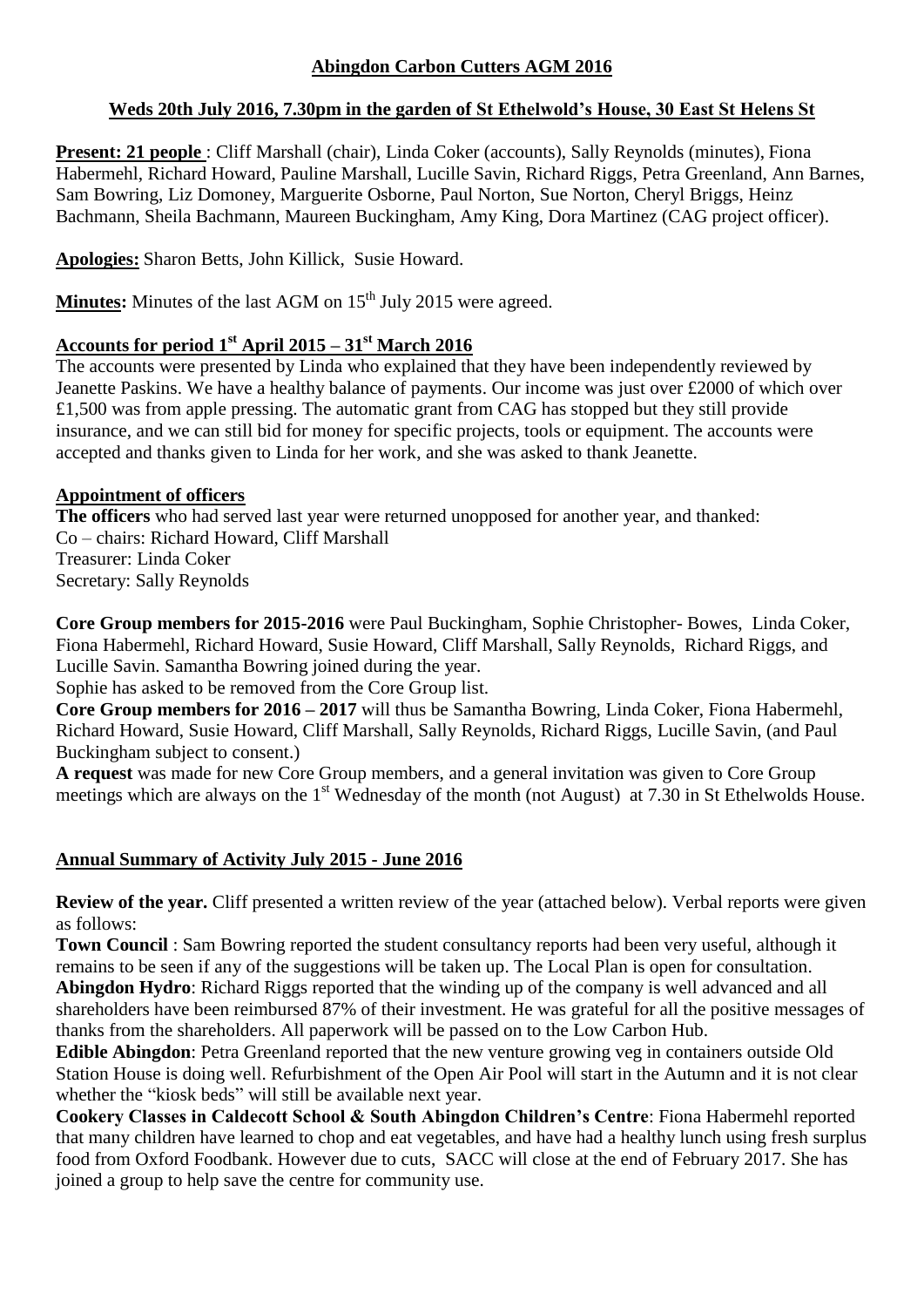## Abingdon Carbon Cutters AGM 2016

### Weds 20th July 2016, 7.30pm in the garden of St Ethelwold's House, 30 East St Helens St

**Present: 21 people** : Cliff Marshall (chair), Linda Coker (accounts), Sally Reynolds (minutes), Fiona Habermehl, Richard Howard, Pauline Marshall, Lucille Savin, Richard Riggs, Petra Greenland, Ann Barnes, Sam Bowring, Liz Domoney, Marguerite Osborne, Paul Norton, Sue Norton, Cheryl Briggs, Heinz Bachmann, Sheila Bachmann, Maureen Buckingham, Amy King, Dora Martinez (CAG project officer).

**Apologies:** Sharon Betts, John Killick, Susie Howard.

**Minutes:** Minutes of the last AGM on 15th July 2015 were agreed.

### Accounts for period 1st April 2015 – 31st March 2016

The accounts were presented by Linda who explained that they have been independently reviewed by Jeanette Paskins. We have a healthy balance of payments. Our income was just over £2000 of which over £1,500 was from apple pressing. The automatic grant from CAG has stopped but they still provide insurance, and we can still bid for money for specific projects, tools or equipment. The accounts were accepted and thanks given to Linda for her work, and she was asked to thank Jeanette.

### Appointment of officers

**The officers** who had served last year were returned unopposed for another year, and thanked:
Co – chairs: Richard Howard, Cliff Marshall
Treasurer: Linda Coker
Secretary: Sally Reynolds

**Core Group members for 2015-2016** were Paul Buckingham, Sophie Christopher- Bowes, Linda Coker, Fiona Habermehl, Richard Howard, Susie Howard, Cliff Marshall, Sally Reynolds, Richard Riggs, and Lucille Savin. Samantha Bowring joined during the year.
Sophie has asked to be removed from the Core Group list.
**Core Group members for 2016 – 2017** will thus be Samantha Bowring, Linda Coker, Fiona Habermehl, Richard Howard, Susie Howard, Cliff Marshall, Sally Reynolds, Richard Riggs, Lucille Savin, (and Paul Buckingham subject to consent.)
**A request** was made for new Core Group members, and a general invitation was given to Core Group meetings which are always on the 1st Wednesday of the month (not August) at 7.30 in St Ethelwolds House.

### Annual Summary of Activity July 2015 - June 2016

**Review of the year.** Cliff presented a written review of the year (attached below). Verbal reports were given as follows:
**Town Council** : Sam Bowring reported the student consultancy reports had been very useful, although it remains to be seen if any of the suggestions will be taken up. The Local Plan is open for consultation.
**Abingdon Hydro**: Richard Riggs reported that the winding up of the company is well advanced and all shareholders have been reimbursed 87% of their investment. He was grateful for all the positive messages of thanks from the shareholders. All paperwork will be passed on to the Low Carbon Hub.
**Edible Abingdon**: Petra Greenland reported that the new venture growing veg in containers outside Old Station House is doing well. Refurbishment of the Open Air Pool will start in the Autumn and it is not clear whether the "kiosk beds" will still be available next year.
**Cookery Classes in Caldecott School & South Abingdon Children's Centre**: Fiona Habermehl reported that many children have learned to chop and eat vegetables, and have had a healthy lunch using fresh surplus food from Oxford Foodbank. However due to cuts, SACC will close at the end of February 2017. She has joined a group to help save the centre for community use.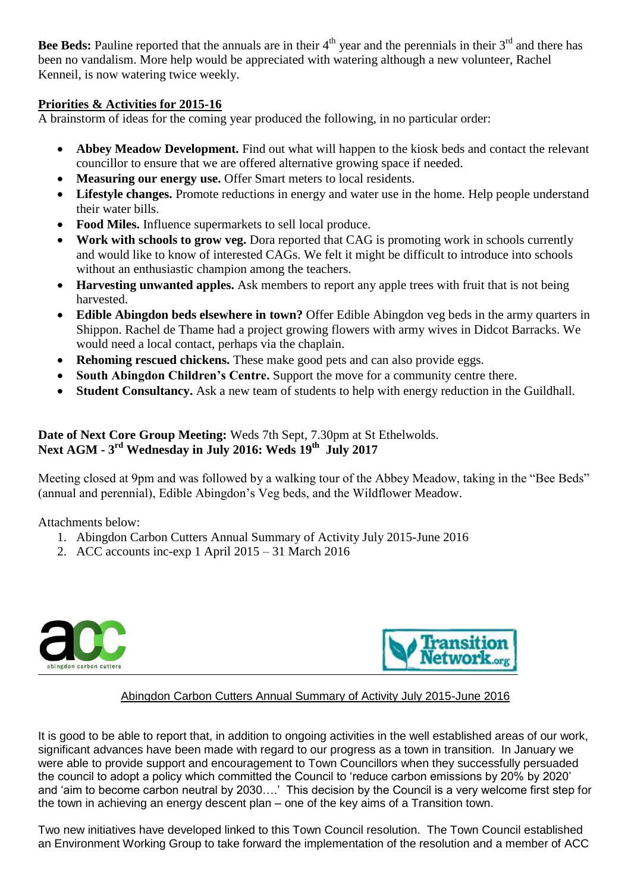**Bee Beds:** Pauline reported that the annuals are in their 4th year and the perennials in their 3rd and there has been no vandalism. More help would be appreciated with watering although a new volunteer, Rachel Kenneil, is now watering twice weekly.

**Priorities & Activities for 2015-16**

A brainstorm of ideas for the coming year produced the following, in no particular order:

- **Abbey Meadow Development.** Find out what will happen to the kiosk beds and contact the relevant councillor to ensure that we are offered alternative growing space if needed.
- **Measuring our energy use.** Offer Smart meters to local residents.
- **Lifestyle changes.** Promote reductions in energy and water use in the home. Help people understand their water bills.
- **Food Miles.** Influence supermarkets to sell local produce.
- **Work with schools to grow veg.** Dora reported that CAG is promoting work in schools currently and would like to know of interested CAGs. We felt it might be difficult to introduce into schools without an enthusiastic champion among the teachers.
- **Harvesting unwanted apples.** Ask members to report any apple trees with fruit that is not being harvested.
- **Edible Abingdon beds elsewhere in town?** Offer Edible Abingdon veg beds in the army quarters in Shippon. Rachel de Thame had a project growing flowers with army wives in Didcot Barracks. We would need a local contact, perhaps via the chaplain.
- **Rehoming rescued chickens.** These make good pets and can also provide eggs.
- **South Abingdon Children's Centre.** Support the move for a community centre there.
- **Student Consultancy.** Ask a new team of students to help with energy reduction in the Guildhall.

**Date of Next Core Group Meeting:** Weds 7th Sept, 7.30pm at St Ethelwolds.
**Next AGM - 3rd Wednesday in July 2016: Weds 19th July 2017**

Meeting closed at 9pm and was followed by a walking tour of the Abbey Meadow, taking in the "Bee Beds" (annual and perennial), Edible Abingdon's Veg beds, and the Wildflower Meadow.

Attachments below:

1. Abingdon Carbon Cutters Annual Summary of Activity July 2015-June 2016
2. ACC accounts inc-exp 1 April 2015 – 31 March 2016

abingdon carbon cutters

Transition Network.org

## Abingdon Carbon Cutters Annual Summary of Activity July 2015-June 2016

It is good to be able to report that, in addition to ongoing activities in the well established areas of our work, significant advances have been made with regard to our progress as a town in transition. In January we were able to provide support and encouragement to Town Councillors when they successfully persuaded the council to adopt a policy which committed the Council to 'reduce carbon emissions by 20% by 2020' and 'aim to become carbon neutral by 2030….' This decision by the Council is a very welcome first step for the town in achieving an energy descent plan – one of the key aims of a Transition town.

Two new initiatives have developed linked to this Town Council resolution. The Town Council established an Environment Working Group to take forward the implementation of the resolution and a member of ACC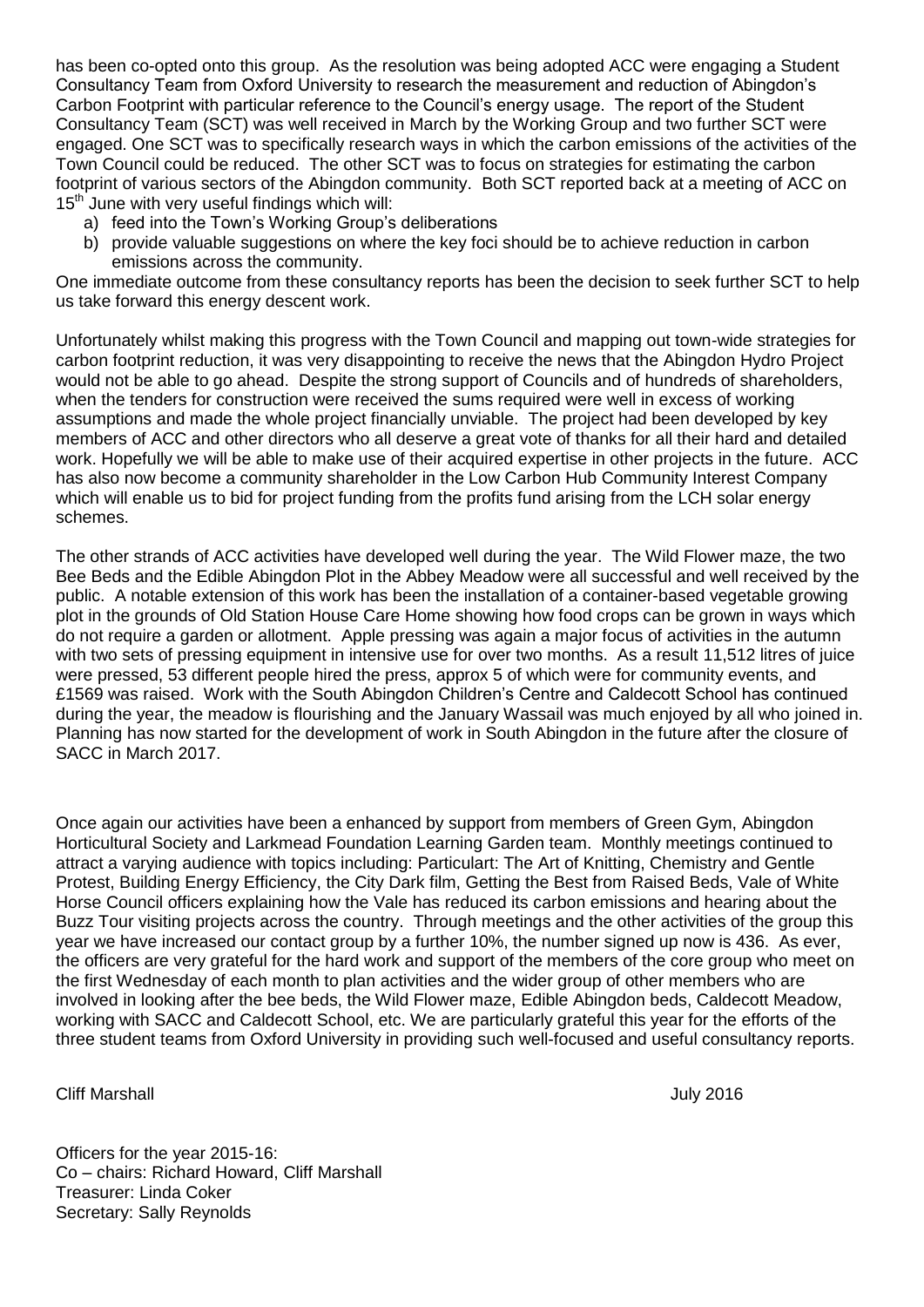has been co-opted onto this group. As the resolution was being adopted ACC were engaging a Student Consultancy Team from Oxford University to research the measurement and reduction of Abingdon's Carbon Footprint with particular reference to the Council's energy usage. The report of the Student Consultancy Team (SCT) was well received in March by the Working Group and two further SCT were engaged. One SCT was to specifically research ways in which the carbon emissions of the activities of the Town Council could be reduced. The other SCT was to focus on strategies for estimating the carbon footprint of various sectors of the Abingdon community. Both SCT reported back at a meeting of ACC on 15th June with very useful findings which will:

a) feed into the Town's Working Group's deliberations
b) provide valuable suggestions on where the key foci should be to achieve reduction in carbon emissions across the community.

One immediate outcome from these consultancy reports has been the decision to seek further SCT to help us take forward this energy descent work.

Unfortunately whilst making this progress with the Town Council and mapping out town-wide strategies for carbon footprint reduction, it was very disappointing to receive the news that the Abingdon Hydro Project would not be able to go ahead. Despite the strong support of Councils and of hundreds of shareholders, when the tenders for construction were received the sums required were well in excess of working assumptions and made the whole project financially unviable. The project had been developed by key members of ACC and other directors who all deserve a great vote of thanks for all their hard and detailed work. Hopefully we will be able to make use of their acquired expertise in other projects in the future. ACC has also now become a community shareholder in the Low Carbon Hub Community Interest Company which will enable us to bid for project funding from the profits fund arising from the LCH solar energy schemes.

The other strands of ACC activities have developed well during the year. The Wild Flower maze, the two Bee Beds and the Edible Abingdon Plot in the Abbey Meadow were all successful and well received by the public. A notable extension of this work has been the installation of a container-based vegetable growing plot in the grounds of Old Station House Care Home showing how food crops can be grown in ways which do not require a garden or allotment. Apple pressing was again a major focus of activities in the autumn with two sets of pressing equipment in intensive use for over two months. As a result 11,512 litres of juice were pressed, 53 different people hired the press, approx 5 of which were for community events, and £1569 was raised. Work with the South Abingdon Children's Centre and Caldecott School has continued during the year, the meadow is flourishing and the January Wassail was much enjoyed by all who joined in. Planning has now started for the development of work in South Abingdon in the future after the closure of SACC in March 2017.

Once again our activities have been a enhanced by support from members of Green Gym, Abingdon Horticultural Society and Larkmead Foundation Learning Garden team. Monthly meetings continued to attract a varying audience with topics including: Particulart: The Art of Knitting, Chemistry and Gentle Protest, Building Energy Efficiency, the City Dark film, Getting the Best from Raised Beds, Vale of White Horse Council officers explaining how the Vale has reduced its carbon emissions and hearing about the Buzz Tour visiting projects across the country. Through meetings and the other activities of the group this year we have increased our contact group by a further 10%, the number signed up now is 436. As ever, the officers are very grateful for the hard work and support of the members of the core group who meet on the first Wednesday of each month to plan activities and the wider group of other members who are involved in looking after the bee beds, the Wild Flower maze, Edible Abingdon beds, Caldecott Meadow, working with SACC and Caldecott School, etc. We are particularly grateful this year for the efforts of the three student teams from Oxford University in providing such well-focused and useful consultancy reports.

Cliff Marshall July 2016

Officers for the year 2015-16:
Co – chairs: Richard Howard, Cliff Marshall
Treasurer: Linda Coker
Secretary: Sally Reynolds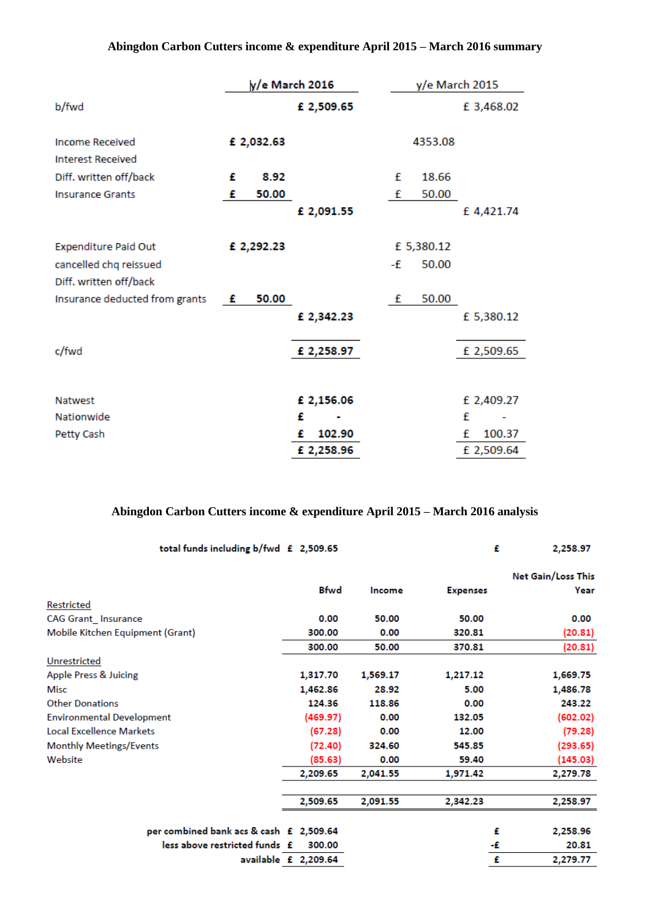**Abingdon Carbon Cutters income & expenditure April 2015 – March 2016 summary**

| | y/e March 2016 | | y/e March 2015 | |
|---|---|---|---|---|
| b/fwd | | £ 2,509.65 | | £ 3,468.02 |
| Income Received | £ 2,032.63 | | 4353.08 | |
| Interest Received | | | | |
| Diff. written off/back | £ 8.92 | | £ 18.66 | |
| Insurance Grants | £ 50.00 | | £ 50.00 | |
| | | £ 2,091.55 | | £ 4,421.74 |
| Expenditure Paid Out | £ 2,292.23 | | £ 5,380.12 | |
| cancelled chq reissued | | | -£ 50.00 | |
| Diff. written off/back | | | | |
| Insurance deducted from grants | £ 50.00 | | £ 50.00 | |
| | | £ 2,342.23 | | £ 5,380.12 |
| c/fwd | | £ 2,258.97 | | £ 2,509.65 |
| Natwest | | £ 2,156.06 | | £ 2,409.27 |
| Nationwide | | £ - | | £ - |
| Petty Cash | | £ 102.90 | | £ 100.37 |
| | | £ 2,258.96 | | £ 2,509.64 |

**Abingdon Carbon Cutters income & expenditure April 2015 – March 2016 analysis**

| | Bfwd | Income | Expenses | Net Gain/Loss This Year |
|---|---|---|---|---|
| total funds including b/fwd | £ 2,509.65 | | | £ 2,258.97 |
| Restricted | | | | |
| CAG Grant_ Insurance | 0.00 | 50.00 | 50.00 | 0.00 |
| Mobile Kitchen Equipment (Grant) | 300.00 | 0.00 | 320.81 | (20.81) |
| | 300.00 | 50.00 | 370.81 | (20.81) |
| Unrestricted | | | | |
| Apple Press & Juicing | 1,317.70 | 1,569.17 | 1,217.12 | 1,669.75 |
| Misc | 1,462.86 | 28.92 | 5.00 | 1,486.78 |
| Other Donations | 124.36 | 118.86 | 0.00 | 243.22 |
| Environmental Development | (469.97) | 0.00 | 132.05 | (602.02) |
| Local Excellence Markets | (67.28) | 0.00 | 12.00 | (79.28) |
| Monthly Meetings/Events | (72.40) | 324.60 | 545.85 | (293.65) |
| Website | (85.63) | 0.00 | 59.40 | (145.03) |
| | 2,209.65 | 2,041.55 | 1,971.42 | 2,279.78 |
| | 2,509.65 | 2,091.55 | 2,342.23 | 2,258.97 |
| per combined bank acs & cash | £ 2,509.64 | | | £ 2,258.96 |
| less above restricted funds | £ 300.00 | | | -£ 20.81 |
| available | £ 2,209.64 | | | £ 2,279.77 |